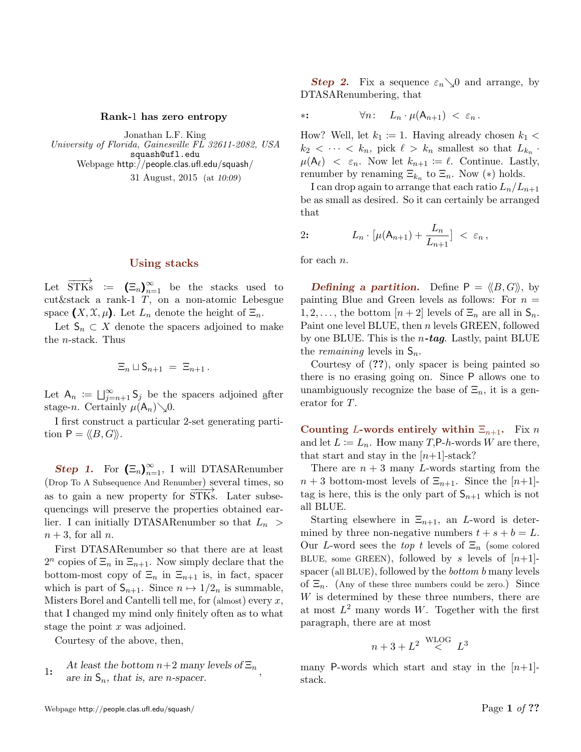**Rank-1 has zero entropy**

Jonathan L.F. King
*University of Florida, Gainesville FL 32611-2082, USA*
squash@ufl.edu
Webpage http://people.clas.ufl.edu/squash/
31 August, 2015 (at *10:09*)

## Using stacks

Let $\overrightarrow{\text{STKs}} := (\Xi_n)_{n=1}^{\infty}$ be the stacks used to cut&stack a rank-1 $T$, on a non-atomic Lebesgue space $(X, \mathcal{X}, \mu)$. Let $L_n$ denote the height of $\Xi_n$.

Let $\mathsf{S}_n \subset X$ denote the spacers adjoined to make the $n$-stack. Thus

$$\Xi_n \sqcup \mathsf{S}_{n+1} = \Xi_{n+1}.$$

Let $\mathsf{A}_n := \bigsqcup_{j=n+1}^{\infty} \mathsf{S}_j$ be the spacers adjoined after stage-$n$. Certainly $\mu(\mathsf{A}_n) \searrow 0$.

I first construct a particular 2-set generating partition $\mathsf{P} = \langle\!\langle B, G \rangle\!\rangle$.

***Step 1.*** For $(\Xi_n)_{n=1}^{\infty}$, I will DTASARenumber (Drop To A Subsequence And Renumber) several times, so as to gain a new property for $\overrightarrow{\text{STKs}}$. Later subsequencings will preserve the properties obtained earlier. I can initially DTASARenumber so that $L_n > n+3$, for all $n$.

First DTASARenumber so that there are at least $2^n$ copies of $\Xi_n$ in $\Xi_{n+1}$. Now simply declare that the bottom-most copy of $\Xi_n$ in $\Xi_{n+1}$ is, in fact, spacer which is part of $\mathsf{S}_{n+1}$. Since $n \mapsto 1/2_n$ is summable, Misters Borel and Cantelli tell me, for (almost) every $x$, that I changed my mind only finitely often as to what stage the point $x$ was adjoined.

Courtesy of the above, then,

**1:** *At least the bottom $n+2$ many levels of $\Xi_n$ are in $\mathsf{S}_n$, that is, are $n$-spacer.*,

***Step 2.*** Fix a sequence $\varepsilon_n \searrow 0$ and arrange, by DTASARenumbering, that

$$*: \qquad \forall n: \quad L_n \cdot \mu(\mathsf{A}_{n+1}) < \varepsilon_n.$$

How? Well, let $k_1 := 1$. Having already chosen $k_1 < k_2 < \cdots < k_n$, pick $\ell > k_n$ smallest so that $L_{k_n} \cdot \mu(\mathsf{A}_\ell) < \varepsilon_n$. Now let $k_{n+1} := \ell$. Continue. Lastly, renumber by renaming $\Xi_{k_n}$ to $\Xi_n$. Now $(*)$ holds.

I can drop again to arrange that each ratio $L_n/L_{n+1}$ be as small as desired. So it can certainly be arranged that

$$2: \qquad L_n \cdot \Big[\mu(\mathsf{A}_{n+1}) + \frac{L_n}{L_{n+1}}\Big] < \varepsilon_n,$$

for each $n$.

***Defining a partition.*** Define $\mathsf{P} = \langle\!\langle B, G \rangle\!\rangle$, by painting Blue and Green levels as follows: For $n = 1, 2, \ldots$, the bottom $[n+2]$ levels of $\Xi_n$ are all in $\mathsf{S}_n$. Paint one level BLUE, then $n$ levels GREEN, followed by one BLUE. This is the ***n-tag***. Lastly, paint BLUE the *remaining* levels in $\mathsf{S}_n$.

Courtesy of (**??**), only spacer is being painted so there is no erasing going on. Since $\mathsf{P}$ allows one to unambiguously recognize the base of $\Xi_n$, it is a generator for $T$.

**Counting $L$-words entirely within $\Xi_{n+1}$.** Fix $n$ and let $L := L_n$. How many $T$,$\mathsf{P}$-$h$-words $W$ are there, that start and stay in the $[n+1]$-stack?

There are $n+3$ many $L$-words starting from the $n+3$ bottom-most levels of $\Xi_{n+1}$. Since the $[n+1]$-tag is here, this is the only part of $\mathsf{S}_{n+1}$ which is not all BLUE.

Starting elsewhere in $\Xi_{n+1}$, an $L$-word is determined by three non-negative numbers $t+s+b = L$. Our $L$-word sees the *top* $t$ levels of $\Xi_n$ (some colored BLUE, some GREEN), followed by $s$ levels of $[n+1]$-spacer (all BLUE), followed by the *bottom* $b$ many levels of $\Xi_n$. (Any of these three numbers could be zero.) Since $W$ is determined by these three numbers, there are at most $L^2$ many words $W$. Together with the first paragraph, there are at most

$$n+3+L^2 \overset{\text{WLOG}}{<} L^3$$

many $\mathsf{P}$-words which start and stay in the $[n+1]$-stack.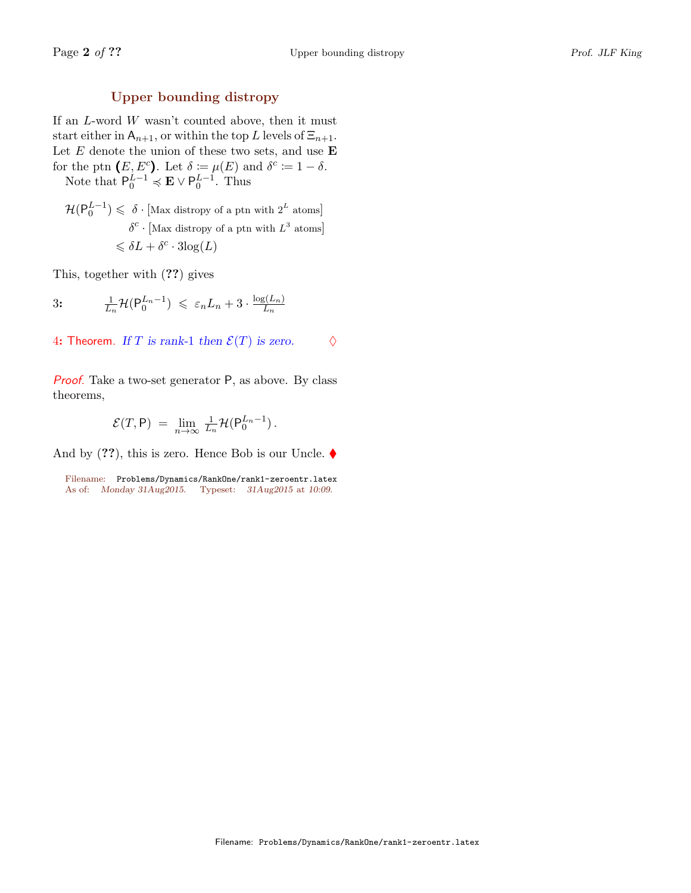## Upper bounding distropy

If an $L$-word $W$ wasn't counted above, then it must start either in $\mathsf{A}_{n+1}$, or within the top $L$ levels of $\Xi_{n+1}$. Let $E$ denote the union of these two sets, and use $\mathbf{E}$ for the ptn $(E, E^c)$. Let $\delta := \mu(E)$ and $\delta^c := 1 - \delta$.

Note that $\mathsf{P}_0^{L-1} \preccurlyeq \mathbf{E} \vee \mathsf{P}_0^{L-1}$. Thus

$$\begin{aligned}
\mathcal{H}(\mathsf{P}_0^{L-1}) \leqslant\ & \delta \cdot [\text{Max distropy of a ptn with } 2^L \text{ atoms}] \\
& \delta^c \cdot [\text{Max distropy of a ptn with } L^3 \text{ atoms}] \\
\leqslant\ & \delta L + \delta^c \cdot 3\log(L)
\end{aligned}$$

This, together with (**??**) gives

**3:**
$$\tfrac{1}{L_n}\mathcal{H}(\mathsf{P}_0^{L_n-1}) \ \leqslant\ \varepsilon_n L_n + 3 \cdot \tfrac{\log(L_n)}{L_n}$$

**4: Theorem.** *If $T$ is rank-1 then $\mathcal{E}(T)$ is zero.* ◊

*Proof.* Take a two-set generator $\mathsf{P}$, as above. By class theorems,

$$\mathcal{E}(T, \mathsf{P}) \ = \ \lim_{n\to\infty} \tfrac{1}{L_n}\mathcal{H}(\mathsf{P}_0^{L_n-1})\,.$$

And by (**??**), this is zero. Hence Bob is our Uncle. ♦

Filename: `Problems/Dynamics/RankOne/rank1-zeroentr.latex`
As of: *Monday 31Aug2015.* Typeset: *31Aug2015 at 10:09.*